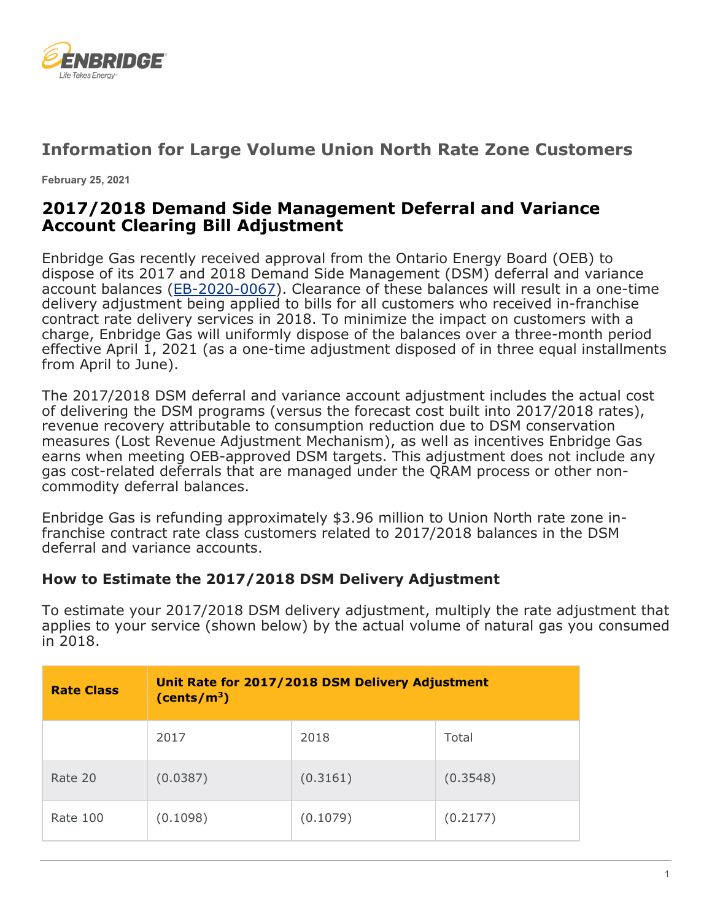# Information for Large Volume Union North Rate Zone Customers

**February 25, 2021**

## 2017/2018 Demand Side Management Deferral and Variance Account Clearing Bill Adjustment

Enbridge Gas recently received approval from the Ontario Energy Board (OEB) to dispose of its 2017 and 2018 Demand Side Management (DSM) deferral and variance account balances (EB-2020-0067). Clearance of these balances will result in a one-time delivery adjustment being applied to bills for all customers who received in-franchise contract rate delivery services in 2018. To minimize the impact on customers with a charge, Enbridge Gas will uniformly dispose of the balances over a three-month period effective April 1, 2021 (as a one-time adjustment disposed of in three equal installments from April to June).

The 2017/2018 DSM deferral and variance account adjustment includes the actual cost of delivering the DSM programs (versus the forecast cost built into 2017/2018 rates), revenue recovery attributable to consumption reduction due to DSM conservation measures (Lost Revenue Adjustment Mechanism), as well as incentives Enbridge Gas earns when meeting OEB-approved DSM targets. This adjustment does not include any gas cost-related deferrals that are managed under the QRAM process or other non-commodity deferral balances.

Enbridge Gas is refunding approximately $3.96 million to Union North rate zone in-franchise contract rate class customers related to 2017/2018 balances in the DSM deferral and variance accounts.

### How to Estimate the 2017/2018 DSM Delivery Adjustment

To estimate your 2017/2018 DSM delivery adjustment, multiply the rate adjustment that applies to your service (shown below) by the actual volume of natural gas you consumed in 2018.

| Rate Class | Unit Rate for 2017/2018 DSM Delivery Adjustment (cents/$m^3$) | | |
|---|---|---|---|
| | 2017 | 2018 | Total |
| Rate 20 | (0.0387) | (0.3161) | (0.3548) |
| Rate 100 | (0.1098) | (0.1079) | (0.2177) |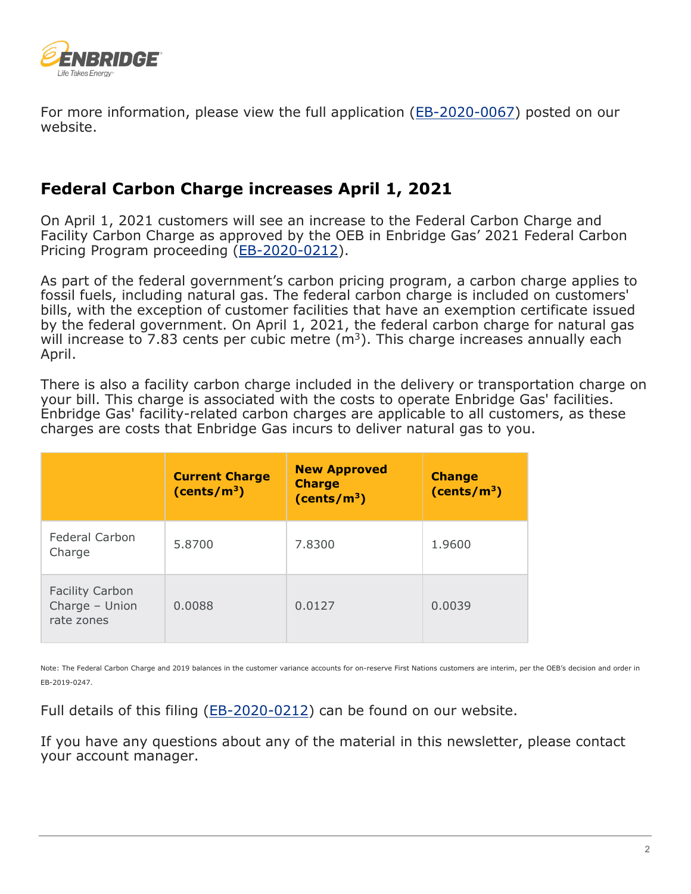For more information, please view the full application (EB-2020-0067) posted on our website.

## Federal Carbon Charge increases April 1, 2021

On April 1, 2021 customers will see an increase to the Federal Carbon Charge and Facility Carbon Charge as approved by the OEB in Enbridge Gas' 2021 Federal Carbon Pricing Program proceeding (EB-2020-0212).

As part of the federal government's carbon pricing program, a carbon charge applies to fossil fuels, including natural gas. The federal carbon charge is included on customers' bills, with the exception of customer facilities that have an exemption certificate issued by the federal government. On April 1, 2021, the federal carbon charge for natural gas will increase to 7.83 cents per cubic metre ($m^3$). This charge increases annually each April.

There is also a facility carbon charge included in the delivery or transportation charge on your bill. This charge is associated with the costs to operate Enbridge Gas' facilities. Enbridge Gas' facility-related carbon charges are applicable to all customers, as these charges are costs that Enbridge Gas incurs to deliver natural gas to you.

| | **Current Charge (cents/$m^3$)** | **New Approved Charge (cents/$m^3$)** | **Change (cents/$m^3$)** |
|---|---|---|---|
| Federal Carbon Charge | 5.8700 | 7.8300 | 1.9600 |
| Facility Carbon Charge – Union rate zones | 0.0088 | 0.0127 | 0.0039 |

Note: The Federal Carbon Charge and 2019 balances in the customer variance accounts for on-reserve First Nations customers are interim, per the OEB's decision and order in EB-2019-0247.

Full details of this filing (EB-2020-0212) can be found on our website.

If you have any questions about any of the material in this newsletter, please contact your account manager.